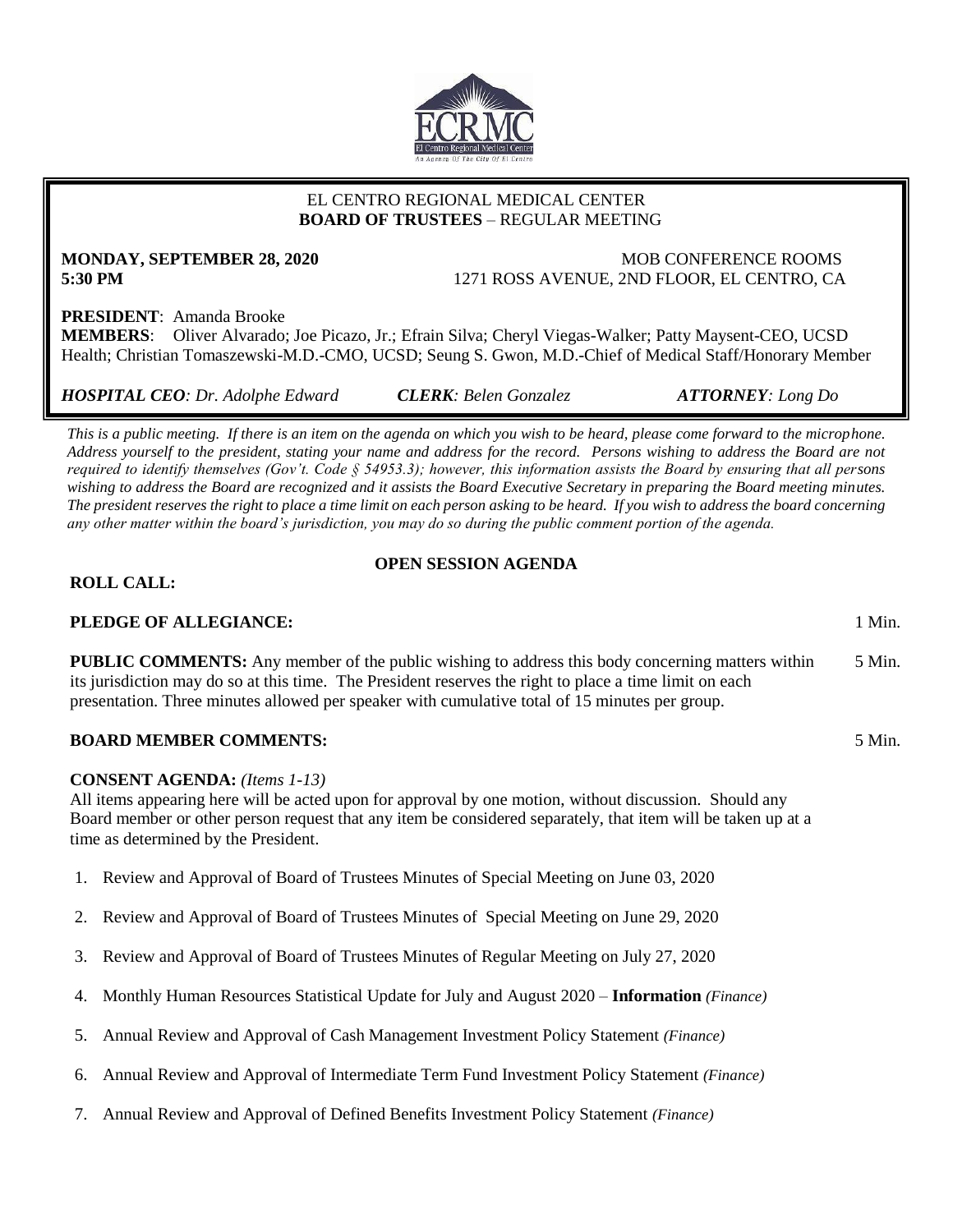EL CENTRO REGIONAL MEDICAL CENTER
**BOARD OF TRUSTEES** – REGULAR MEETING

**MONDAY, SEPTEMBER 28, 2020**
**5:30 PM**

MOB CONFERENCE ROOMS
1271 ROSS AVENUE, 2ND FLOOR, EL CENTRO, CA

**PRESIDENT**: Amanda Brooke
**MEMBERS**: Oliver Alvarado; Joe Picazo, Jr.; Efrain Silva; Cheryl Viegas-Walker; Patty Maysent-CEO, UCSD Health; Christian Tomaszewski-M.D.-CMO, UCSD; Seung S. Gwon, M.D.-Chief of Medical Staff/Honorary Member

***HOSPITAL CEO****: Dr. Adolphe Edward* ***CLERK****: Belen Gonzalez* ***ATTORNEY****: Long Do*

*This is a public meeting. If there is an item on the agenda on which you wish to be heard, please come forward to the microphone. Address yourself to the president, stating your name and address for the record. Persons wishing to address the Board are not required to identify themselves (Gov't. Code § 54953.3); however, this information assists the Board by ensuring that all persons wishing to address the Board are recognized and it assists the Board Executive Secretary in preparing the Board meeting minutes. The president reserves the right to place a time limit on each person asking to be heard. If you wish to address the board concerning any other matter within the board's jurisdiction, you may do so during the public comment portion of the agenda.*

## OPEN SESSION AGENDA

**ROLL CALL:**

**PLEDGE OF ALLEGIANCE:** 1 Min.

**PUBLIC COMMENTS:** Any member of the public wishing to address this body concerning matters within its jurisdiction may do so at this time. The President reserves the right to place a time limit on each presentation. Three minutes allowed per speaker with cumulative total of 15 minutes per group. 5 Min.

**BOARD MEMBER COMMENTS:** 5 Min.

**CONSENT AGENDA:** *(Items 1-13)*
All items appearing here will be acted upon for approval by one motion, without discussion. Should any Board member or other person request that any item be considered separately, that item will be taken up at a time as determined by the President.

1. Review and Approval of Board of Trustees Minutes of Special Meeting on June 03, 2020
2. Review and Approval of Board of Trustees Minutes of Special Meeting on June 29, 2020
3. Review and Approval of Board of Trustees Minutes of Regular Meeting on July 27, 2020
4. Monthly Human Resources Statistical Update for July and August 2020 – **Information** *(Finance)*
5. Annual Review and Approval of Cash Management Investment Policy Statement *(Finance)*
6. Annual Review and Approval of Intermediate Term Fund Investment Policy Statement *(Finance)*
7. Annual Review and Approval of Defined Benefits Investment Policy Statement *(Finance)*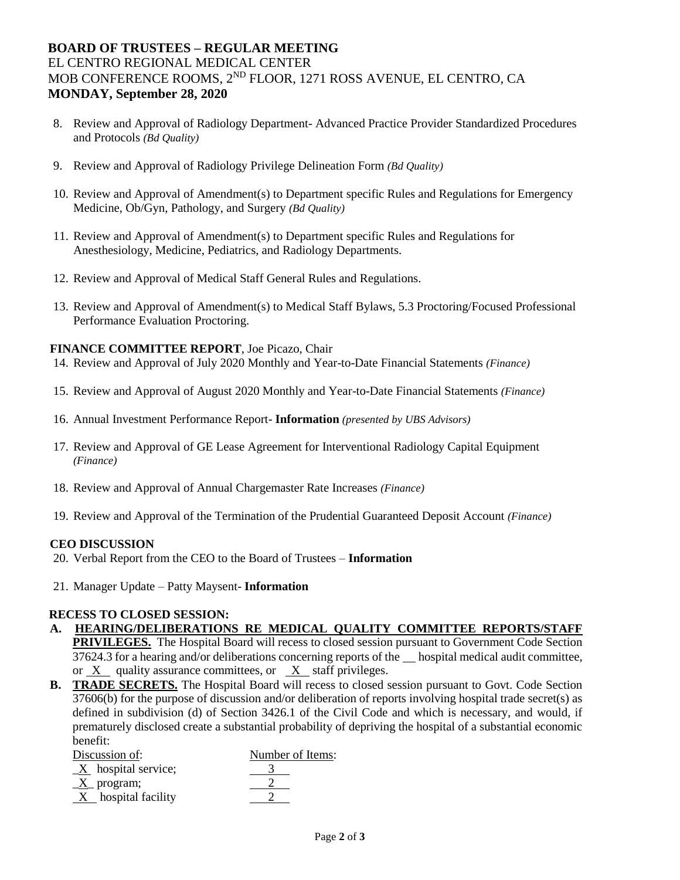**BOARD OF TRUSTEES – REGULAR MEETING**
EL CENTRO REGIONAL MEDICAL CENTER
MOB CONFERENCE ROOMS, 2ND FLOOR, 1271 ROSS AVENUE, EL CENTRO, CA
**MONDAY, September 28, 2020**

8. Review and Approval of Radiology Department- Advanced Practice Provider Standardized Procedures and Protocols *(Bd Quality)*

9. Review and Approval of Radiology Privilege Delineation Form *(Bd Quality)*

10. Review and Approval of Amendment(s) to Department specific Rules and Regulations for Emergency Medicine, Ob/Gyn, Pathology, and Surgery *(Bd Quality)*

11. Review and Approval of Amendment(s) to Department specific Rules and Regulations for Anesthesiology, Medicine, Pediatrics, and Radiology Departments.

12. Review and Approval of Medical Staff General Rules and Regulations.

13. Review and Approval of Amendment(s) to Medical Staff Bylaws, 5.3 Proctoring/Focused Professional Performance Evaluation Proctoring.

**FINANCE COMMITTEE REPORT**, Joe Picazo, Chair

14. Review and Approval of July 2020 Monthly and Year-to-Date Financial Statements *(Finance)*

15. Review and Approval of August 2020 Monthly and Year-to-Date Financial Statements *(Finance)*

16. Annual Investment Performance Report- **Information** *(presented by UBS Advisors)*

17. Review and Approval of GE Lease Agreement for Interventional Radiology Capital Equipment *(Finance)*

18. Review and Approval of Annual Chargemaster Rate Increases *(Finance)*

19. Review and Approval of the Termination of the Prudential Guaranteed Deposit Account *(Finance)*

**CEO DISCUSSION**

20. Verbal Report from the CEO to the Board of Trustees – **Information**

21. Manager Update – Patty Maysent- **Information**

**RECESS TO CLOSED SESSION:**

**A. HEARING/DELIBERATIONS RE MEDICAL QUALITY COMMITTEE REPORTS/STAFF PRIVILEGES.** The Hospital Board will recess to closed session pursuant to Government Code Section 37624.3 for a hearing and/or deliberations concerning reports of the __ hospital medical audit committee, or X quality assurance committees, or X staff privileges.

**B. TRADE SECRETS.** The Hospital Board will recess to closed session pursuant to Govt. Code Section 37606(b) for the purpose of discussion and/or deliberation of reports involving hospital trade secret(s) as defined in subdivision (d) of Section 3426.1 of the Civil Code and which is necessary, and would, if prematurely disclosed create a substantial probability of depriving the hospital of a substantial economic benefit:

| Discussion of: | Number of Items: |
|---|---|
| X hospital service; | 3 |
| X program; | 2 |
| X hospital facility | 2 |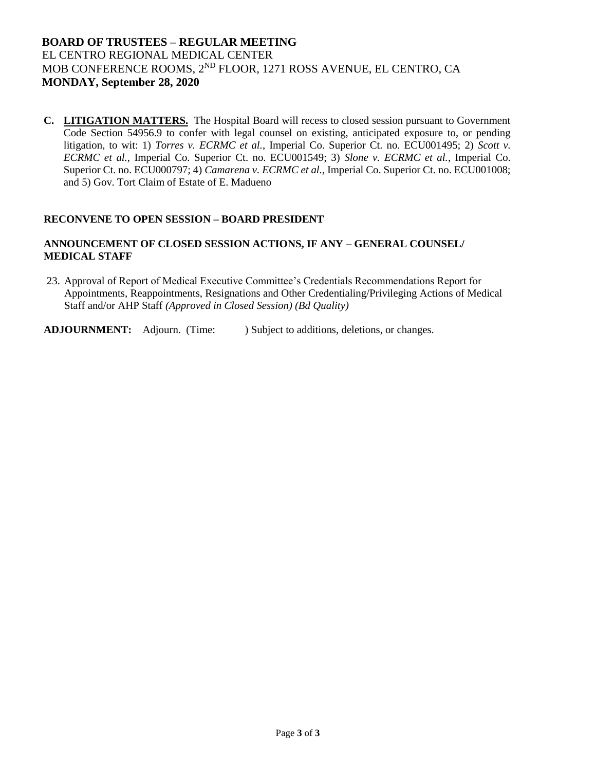**BOARD OF TRUSTEES – REGULAR MEETING**
EL CENTRO REGIONAL MEDICAL CENTER
MOB CONFERENCE ROOMS, 2ND FLOOR, 1271 ROSS AVENUE, EL CENTRO, CA
**MONDAY, September 28, 2020**

**C. LITIGATION MATTERS.** The Hospital Board will recess to closed session pursuant to Government Code Section 54956.9 to confer with legal counsel on existing, anticipated exposure to, or pending litigation, to wit: 1) *Torres v. ECRMC et al.*, Imperial Co. Superior Ct. no. ECU001495; 2) *Scott v. ECRMC et al.*, Imperial Co. Superior Ct. no. ECU001549; 3) *Slone v. ECRMC et al.*, Imperial Co. Superior Ct. no. ECU000797; 4) *Camarena v. ECRMC et al.*, Imperial Co. Superior Ct. no. ECU001008; and 5) Gov. Tort Claim of Estate of E. Madueno

**RECONVENE TO OPEN SESSION – BOARD PRESIDENT**

**ANNOUNCEMENT OF CLOSED SESSION ACTIONS, IF ANY – GENERAL COUNSEL/ MEDICAL STAFF**

23. Approval of Report of Medical Executive Committee's Credentials Recommendations Report for Appointments, Reappointments, Resignations and Other Credentialing/Privileging Actions of Medical Staff and/or AHP Staff *(Approved in Closed Session) (Bd Quality)*

**ADJOURNMENT:** Adjourn. (Time: ) Subject to additions, deletions, or changes.